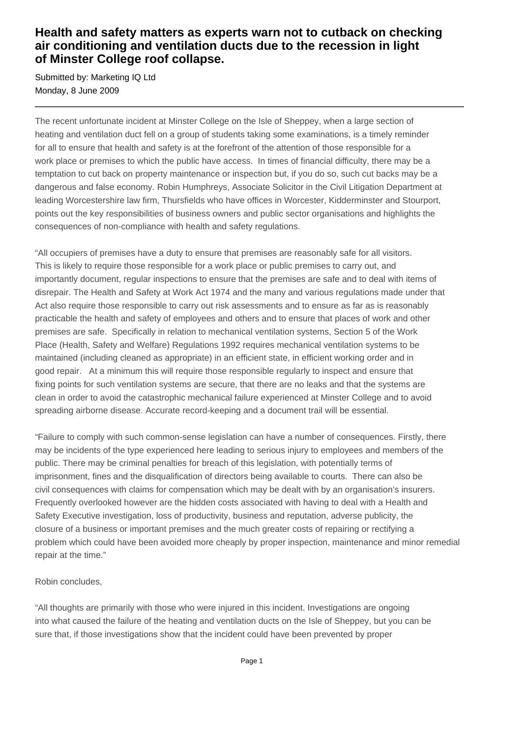# Health and safety matters as experts warn not to cutback on checking air conditioning and ventilation ducts due to the recession in light of Minster College roof collapse.

Submitted by: Marketing IQ Ltd
Monday, 8 June 2009

---

The recent unfortunate incident at Minster College on the Isle of Sheppey, when a large section of heating and ventilation duct fell on a group of students taking some examinations, is a timely reminder for all to ensure that health and safety is at the forefront of the attention of those responsible for a work place or premises to which the public have access. In times of financial difficulty, there may be a temptation to cut back on property maintenance or inspection but, if you do so, such cut backs may be a dangerous and false economy. Robin Humphreys, Associate Solicitor in the Civil Litigation Department at leading Worcestershire law firm, Thursfields who have offices in Worcester, Kidderminster and Stourport, points out the key responsibilities of business owners and public sector organisations and highlights the consequences of non-compliance with health and safety regulations.

"All occupiers of premises have a duty to ensure that premises are reasonably safe for all visitors. This is likely to require those responsible for a work place or public premises to carry out, and importantly document, regular inspections to ensure that the premises are safe and to deal with items of disrepair. The Health and Safety at Work Act 1974 and the many and various regulations made under that Act also require those responsible to carry out risk assessments and to ensure as far as is reasonably practicable the health and safety of employees and others and to ensure that places of work and other premises are safe. Specifically in relation to mechanical ventilation systems, Section 5 of the Work Place (Health, Safety and Welfare) Regulations 1992 requires mechanical ventilation systems to be maintained (including cleaned as appropriate) in an efficient state, in efficient working order and in good repair. At a minimum this will require those responsible regularly to inspect and ensure that fixing points for such ventilation systems are secure, that there are no leaks and that the systems are clean in order to avoid the catastrophic mechanical failure experienced at Minster College and to avoid spreading airborne disease. Accurate record-keeping and a document trail will be essential.

"Failure to comply with such common-sense legislation can have a number of consequences. Firstly, there may be incidents of the type experienced here leading to serious injury to employees and members of the public. There may be criminal penalties for breach of this legislation, with potentially terms of imprisonment, fines and the disqualification of directors being available to courts. There can also be civil consequences with claims for compensation which may be dealt with by an organisation's insurers. Frequently overlooked however are the hidden costs associated with having to deal with a Health and Safety Executive investigation, loss of productivity, business and reputation, adverse publicity, the closure of a business or important premises and the much greater costs of repairing or rectifying a problem which could have been avoided more cheaply by proper inspection, maintenance and minor remedial repair at the time."

Robin concludes,

"All thoughts are primarily with those who were injured in this incident. Investigations are ongoing into what caused the failure of the heating and ventilation ducts on the Isle of Sheppey, but you can be sure that, if those investigations show that the incident could have been prevented by proper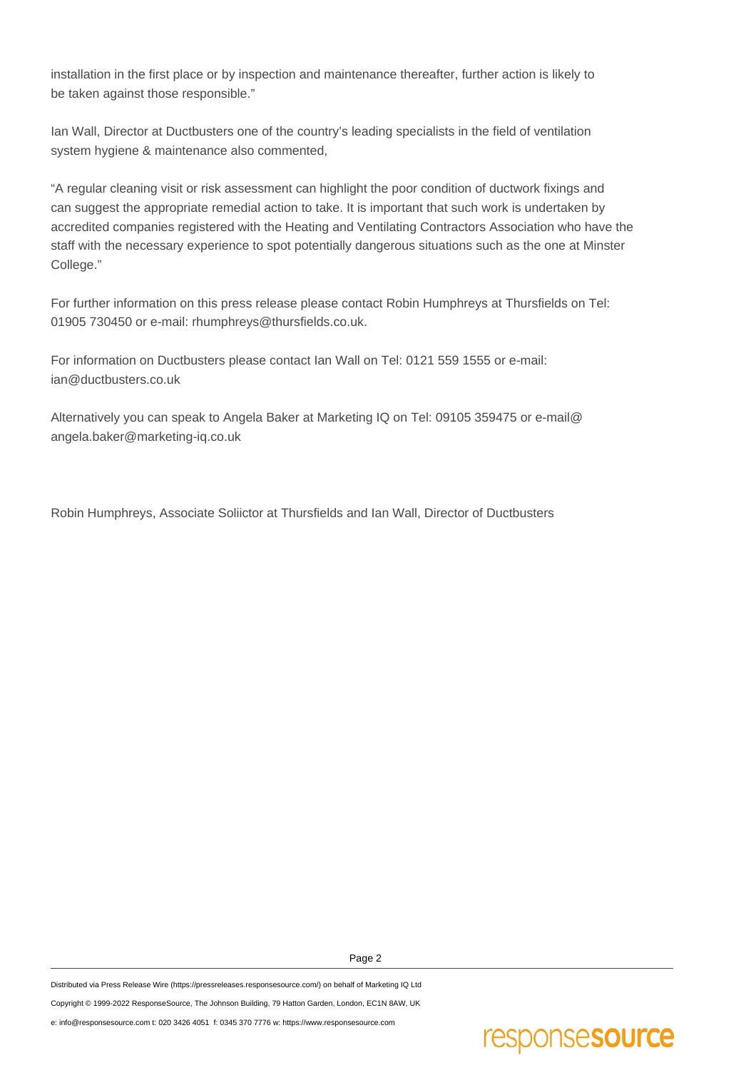installation in the first place or by inspection and maintenance thereafter, further action is likely to be taken against those responsible."

Ian Wall, Director at Ductbusters one of the country's leading specialists in the field of ventilation system hygiene & maintenance also commented,

"A regular cleaning visit or risk assessment can highlight the poor condition of ductwork fixings and can suggest the appropriate remedial action to take. It is important that such work is undertaken by accredited companies registered with the Heating and Ventilating Contractors Association who have the staff with the necessary experience to spot potentially dangerous situations such as the one at Minster College."

For further information on this press release please contact Robin Humphreys at Thursfields on Tel: 01905 730450 or e-mail: rhumphreys@thursfields.co.uk.

For information on Ductbusters please contact Ian Wall on Tel: 0121 559 1555 or e-mail: ian@ductbusters.co.uk

Alternatively you can speak to Angela Baker at Marketing IQ on Tel: 09105 359475 or e-mail@ angela.baker@marketing-iq.co.uk

Robin Humphreys, Associate Soliictor at Thursfields and Ian Wall, Director of Ductbusters